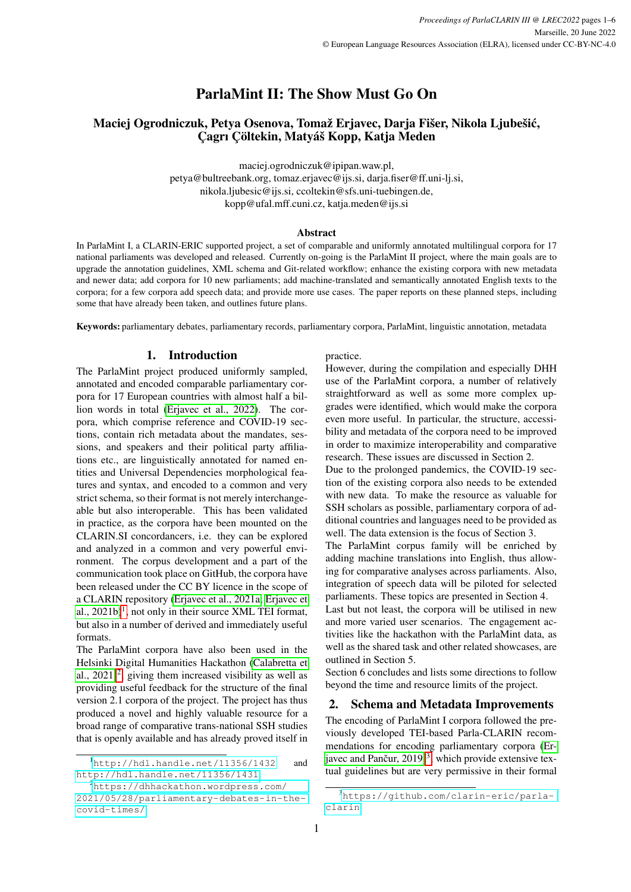# ParlaMint II: The Show Must Go On

**Maciej Ogrodniczuk, Petya Osenova, Tomaž Erjavec, Darja Fišer, Nikola Ljubešić, Çağrı Çöltekin, Matyáš Kopp, Katja Meden**

maciej.ogrodniczuk@ipipan.waw.pl, petya@bultreebank.org, tomaz.erjavec@ijs.si, darja.fiser@ff.uni-lj.si, nikola.ljubesic@ijs.si, ccoltekin@sfs.uni-tuebingen.de, kopp@ufal.mff.cuni.cz, katja.meden@ijs.si

### Abstract

In ParlaMint I, a CLARIN-ERIC supported project, a set of comparable and uniformly annotated multilingual corpora for 17 national parliaments was developed and released. Currently on-going is the ParlaMint II project, where the main goals are to upgrade the annotation guidelines, XML schema and Git-related workflow; enhance the existing corpora with new metadata and newer data; add corpora for 10 new parliaments; add machine-translated and semantically annotated English texts to the corpora; for a few corpora add speech data; and provide more use cases. The paper reports on these planned steps, including some that have already been taken, and outlines future plans.

**Keywords:** parliamentary debates, parliamentary records, parliamentary corpora, ParlaMint, linguistic annotation, metadata

## 1. Introduction

The ParlaMint project produced uniformly sampled, annotated and encoded comparable parliamentary corpora for 17 European countries with almost half a billion words in total (Erjavec et al., 2022). The corpora, which comprise reference and COVID-19 sections, contain rich metadata about the mandates, sessions, and speakers and their political party affiliations etc., are linguistically annotated for named entities and Universal Dependencies morphological features and syntax, and encoded to a common and very strict schema, so their format is not merely interchangeable but also interoperable. This has been validated in practice, as the corpora have been mounted on the CLARIN.SI concordancers, i.e. they can be explored and analyzed in a common and very powerful environment. The corpus development and a part of the communication took place on GitHub, the corpora have been released under the CC BY licence in the scope of a CLARIN repository (Erjavec et al., 2021a; Erjavec et al., 2021b)[1], not only in their source XML TEI format, but also in a number of derived and immediately useful formats.

The ParlaMint corpora have also been used in the Helsinki Digital Humanities Hackathon (Calabretta et al., 2021)[2], giving them increased visibility as well as providing useful feedback for the structure of the final version 2.1 corpora of the project. The project has thus produced a novel and highly valuable resource for a broad range of comparative trans-national SSH studies that is openly available and has already proved itself in practice.

However, during the compilation and especially DHH use of the ParlaMint corpora, a number of relatively straightforward as well as some more complex upgrades were identified, which would make the corpora even more useful. In particular, the structure, accessibility and metadata of the corpora need to be improved in order to maximize interoperability and comparative research. These issues are discussed in Section 2.

Due to the prolonged pandemics, the COVID-19 section of the existing corpora also needs to be extended with new data. To make the resource as valuable for SSH scholars as possible, parliamentary corpora of additional countries and languages need to be provided as well. The data extension is the focus of Section 3.

The ParlaMint corpus family will be enriched by adding machine translations into English, thus allowing for comparative analyses across parliaments. Also, integration of speech data will be piloted for selected parliaments. These topics are presented in Section 4.

Last but not least, the corpora will be utilised in new and more varied user scenarios. The engagement activities like the hackathon with the ParlaMint data, as well as the shared task and other related showcases, are outlined in Section 5.

Section 6 concludes and lists some directions to follow beyond the time and resource limits of the project.

## 2. Schema and Metadata Improvements

The encoding of ParlaMint I corpora followed the previously developed TEI-based Parla-CLARIN recommendations for encoding parliamentary corpora (Erjavec and Pančur, 2019)[3], which provide extensive textual guidelines but are very permissive in their formal

---

[1] http://hdl.handle.net/11356/1432 and http://hdl.handle.net/11356/1431

[2] https://dhhackathon.wordpress.com/2021/05/28/parliamentary-debates-in-the-covid-times/

[3] https://github.com/clarin-eric/parla-clarin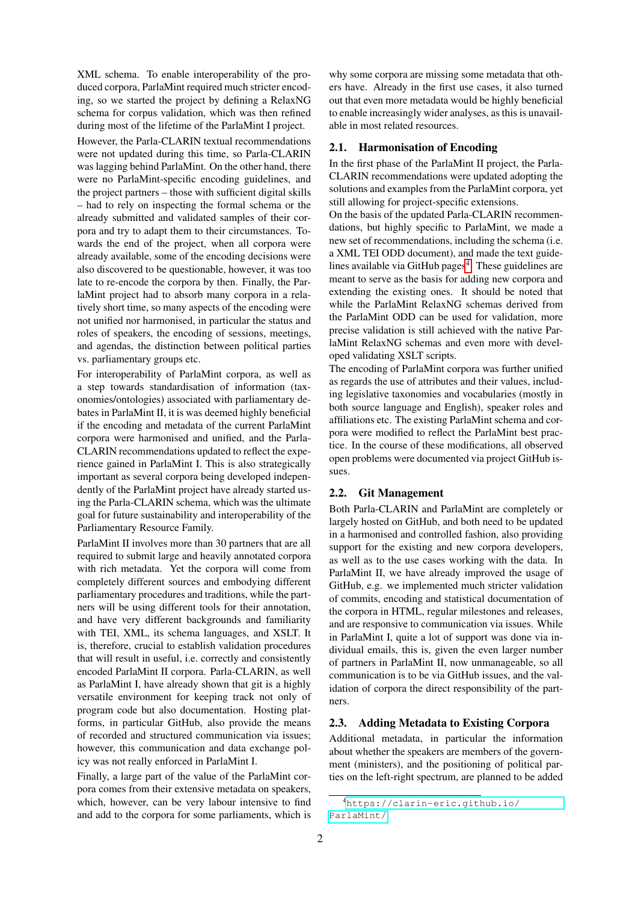XML schema. To enable interoperability of the produced corpora, ParlaMint required much stricter encoding, so we started the project by defining a RelaxNG schema for corpus validation, which was then refined during most of the lifetime of the ParlaMint I project.

However, the Parla-CLARIN textual recommendations were not updated during this time, so Parla-CLARIN was lagging behind ParlaMint. On the other hand, there were no ParlaMint-specific encoding guidelines, and the project partners – those with sufficient digital skills – had to rely on inspecting the formal schema or the already submitted and validated samples of their corpora and try to adapt them to their circumstances. Towards the end of the project, when all corpora were already available, some of the encoding decisions were also discovered to be questionable, however, it was too late to re-encode the corpora by then. Finally, the ParlaMint project had to absorb many corpora in a relatively short time, so many aspects of the encoding were not unified nor harmonised, in particular the status and roles of speakers, the encoding of sessions, meetings, and agendas, the distinction between political parties vs. parliamentary groups etc.

For interoperability of ParlaMint corpora, as well as a step towards standardisation of information (taxonomies/ontologies) associated with parliamentary debates in ParlaMint II, it is was deemed highly beneficial if the encoding and metadata of the current ParlaMint corpora were harmonised and unified, and the Parla-CLARIN recommendations updated to reflect the experience gained in ParlaMint I. This is also strategically important as several corpora being developed independently of the ParlaMint project have already started using the Parla-CLARIN schema, which was the ultimate goal for future sustainability and interoperability of the Parliamentary Resource Family.

ParlaMint II involves more than 30 partners that are all required to submit large and heavily annotated corpora with rich metadata. Yet the corpora will come from completely different sources and embodying different parliamentary procedures and traditions, while the partners will be using different tools for their annotation, and have very different backgrounds and familiarity with TEI, XML, its schema languages, and XSLT. It is, therefore, crucial to establish validation procedures that will result in useful, i.e. correctly and consistently encoded ParlaMint II corpora. Parla-CLARIN, as well as ParlaMint I, have already shown that git is a highly versatile environment for keeping track not only of program code but also documentation. Hosting platforms, in particular GitHub, also provide the means of recorded and structured communication via issues; however, this communication and data exchange policy was not really enforced in ParlaMint I.

Finally, a large part of the value of the ParlaMint corpora comes from their extensive metadata on speakers, which, however, can be very labour intensive to find and add to the corpora for some parliaments, which is why some corpora are missing some metadata that others have. Already in the first use cases, it also turned out that even more metadata would be highly beneficial to enable increasingly wider analyses, as this is unavailable in most related resources.

### 2.1. Harmonisation of Encoding

In the first phase of the ParlaMint II project, the Parla-CLARIN recommendations were updated adopting the solutions and examples from the ParlaMint corpora, yet still allowing for project-specific extensions.

On the basis of the updated Parla-CLARIN recommendations, but highly specific to ParlaMint, we made a new set of recommendations, including the schema (i.e. a XML TEI ODD document), and made the text guidelines available via GitHub pages[4]. These guidelines are meant to serve as the basis for adding new corpora and extending the existing ones. It should be noted that while the ParlaMint RelaxNG schemas derived from the ParlaMint ODD can be used for validation, more precise validation is still achieved with the native ParlaMint RelaxNG schemas and even more with developed validating XSLT scripts.

The encoding of ParlaMint corpora was further unified as regards the use of attributes and their values, including legislative taxonomies and vocabularies (mostly in both source language and English), speaker roles and affiliations etc. The existing ParlaMint schema and corpora were modified to reflect the ParlaMint best practice. In the course of these modifications, all observed open problems were documented via project GitHub issues.

### 2.2. Git Management

Both Parla-CLARIN and ParlaMint are completely or largely hosted on GitHub, and both need to be updated in a harmonised and controlled fashion, also providing support for the existing and new corpora developers, as well as to the use cases working with the data. In ParlaMint II, we have already improved the usage of GitHub, e.g. we implemented much stricter validation of commits, encoding and statistical documentation of the corpora in HTML, regular milestones and releases, and are responsive to communication via issues. While in ParlaMint I, quite a lot of support was done via individual emails, this is, given the even larger number of partners in ParlaMint II, now unmanageable, so all communication is to be via GitHub issues, and the validation of corpora the direct responsibility of the partners.

### 2.3. Adding Metadata to Existing Corpora

Additional metadata, in particular the information about whether the speakers are members of the government (ministers), and the positioning of political parties on the left-right spectrum, are planned to be added

[4] https://clarin-eric.github.io/ParlaMint/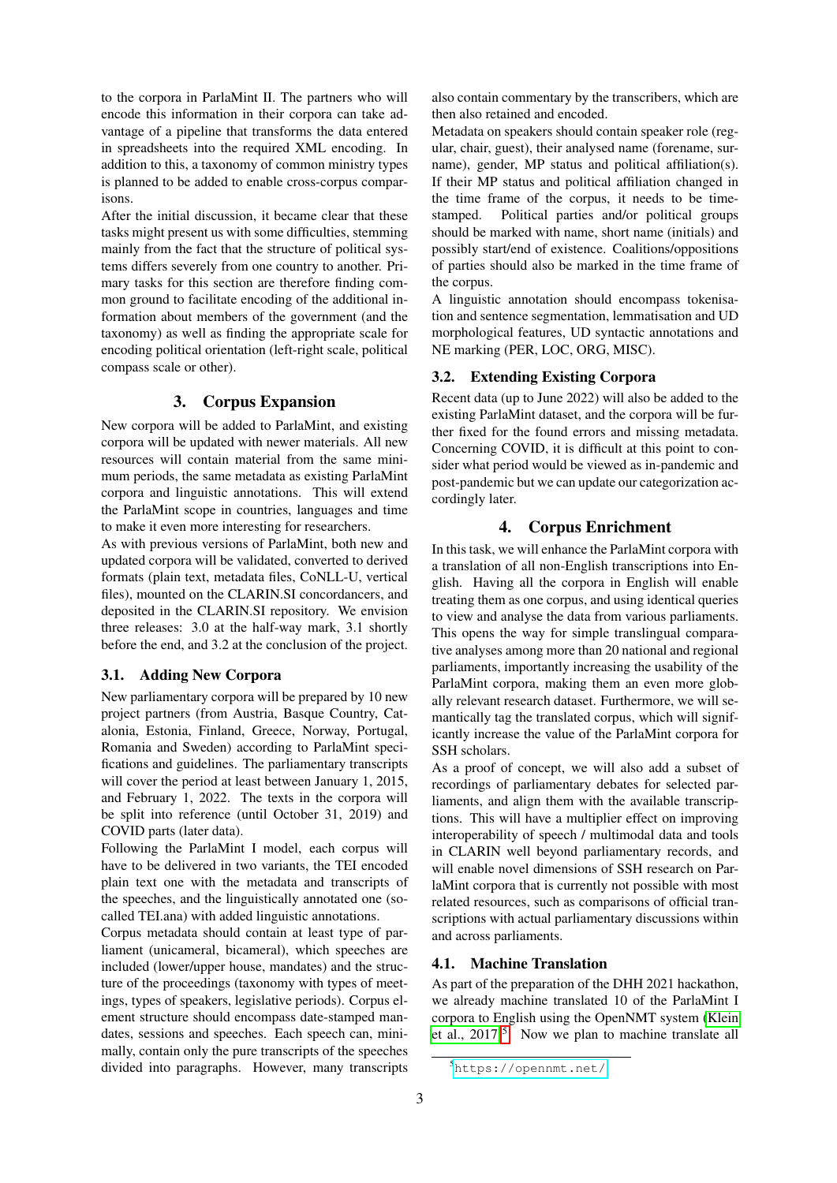to the corpora in ParlaMint II. The partners who will encode this information in their corpora can take advantage of a pipeline that transforms the data entered in spreadsheets into the required XML encoding. In addition to this, a taxonomy of common ministry types is planned to be added to enable cross-corpus comparisons.

After the initial discussion, it became clear that these tasks might present us with some difficulties, stemming mainly from the fact that the structure of political systems differs severely from one country to another. Primary tasks for this section are therefore finding common ground to facilitate encoding of the additional information about members of the government (and the taxonomy) as well as finding the appropriate scale for encoding political orientation (left-right scale, political compass scale or other).

## 3. Corpus Expansion

New corpora will be added to ParlaMint, and existing corpora will be updated with newer materials. All new resources will contain material from the same minimum periods, the same metadata as existing ParlaMint corpora and linguistic annotations. This will extend the ParlaMint scope in countries, languages and time to make it even more interesting for researchers.

As with previous versions of ParlaMint, both new and updated corpora will be validated, converted to derived formats (plain text, metadata files, CoNLL-U, vertical files), mounted on the CLARIN.SI concordancers, and deposited in the CLARIN.SI repository. We envision three releases: 3.0 at the half-way mark, 3.1 shortly before the end, and 3.2 at the conclusion of the project.

### 3.1. Adding New Corpora

New parliamentary corpora will be prepared by 10 new project partners (from Austria, Basque Country, Catalonia, Estonia, Finland, Greece, Norway, Portugal, Romania and Sweden) according to ParlaMint specifications and guidelines. The parliamentary transcripts will cover the period at least between January 1, 2015, and February 1, 2022. The texts in the corpora will be split into reference (until October 31, 2019) and COVID parts (later data).

Following the ParlaMint I model, each corpus will have to be delivered in two variants, the TEI encoded plain text one with the metadata and transcripts of the speeches, and the linguistically annotated one (so-called TEI.ana) with added linguistic annotations.

Corpus metadata should contain at least type of parliament (unicameral, bicameral), which speeches are included (lower/upper house, mandates) and the structure of the proceedings (taxonomy with types of meetings, types of speakers, legislative periods). Corpus element structure should encompass date-stamped mandates, sessions and speeches. Each speech can, minimally, contain only the pure transcripts of the speeches divided into paragraphs. However, many transcripts also contain commentary by the transcribers, which are then also retained and encoded.

Metadata on speakers should contain speaker role (regular, chair, guest), their analysed name (forename, surname), gender, MP status and political affiliation(s). If their MP status and political affiliation changed in the time frame of the corpus, it needs to be time-stamped. Political parties and/or political groups should be marked with name, short name (initials) and possibly start/end of existence. Coalitions/oppositions of parties should also be marked in the time frame of the corpus.

A linguistic annotation should encompass tokenisation and sentence segmentation, lemmatisation and UD morphological features, UD syntactic annotations and NE marking (PER, LOC, ORG, MISC).

### 3.2. Extending Existing Corpora

Recent data (up to June 2022) will also be added to the existing ParlaMint dataset, and the corpora will be further fixed for the found errors and missing metadata. Concerning COVID, it is difficult at this point to consider what period would be viewed as in-pandemic and post-pandemic but we can update our categorization accordingly later.

## 4. Corpus Enrichment

In this task, we will enhance the ParlaMint corpora with a translation of all non-English transcriptions into English. Having all the corpora in English will enable treating them as one corpus, and using identical queries to view and analyse the data from various parliaments. This opens the way for simple translingual comparative analyses among more than 20 national and regional parliaments, importantly increasing the usability of the ParlaMint corpora, making them an even more globally relevant research dataset. Furthermore, we will semantically tag the translated corpus, which will significantly increase the value of the ParlaMint corpora for SSH scholars.

As a proof of concept, we will also add a subset of recordings of parliamentary debates for selected parliaments, and align them with the available transcriptions. This will have a multiplier effect on improving interoperability of speech / multimodal data and tools in CLARIN well beyond parliamentary records, and will enable novel dimensions of SSH research on ParlaMint corpora that is currently not possible with most related resources, such as comparisons of official transcriptions with actual parliamentary discussions within and across parliaments.

### 4.1. Machine Translation

As part of the preparation of the DHH 2021 hackathon, we already machine translated 10 of the ParlaMint I corpora to English using the OpenNMT system (Klein et al., 2017)[5]. Now we plan to machine translate all

[5] https://opennmt.net/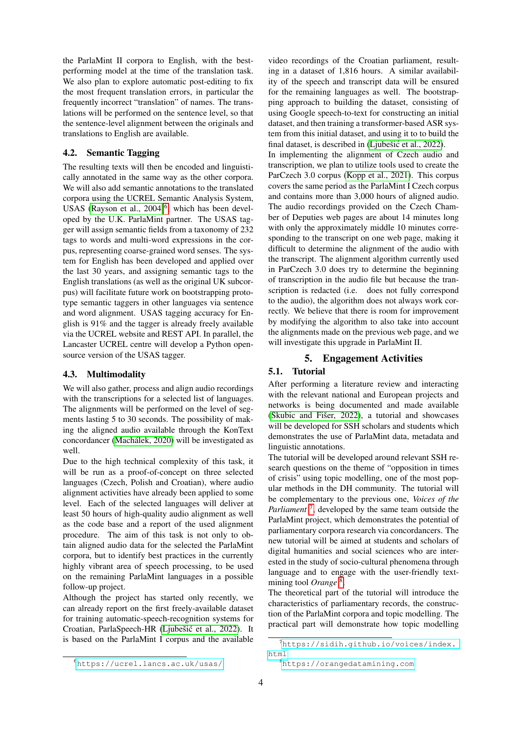the ParlaMint II corpora to English, with the best-performing model at the time of the translation task. We also plan to explore automatic post-editing to fix the most frequent translation errors, in particular the frequently incorrect "translation" of names. The translations will be performed on the sentence level, so that the sentence-level alignment between the originals and translations to English are available.

### 4.2. Semantic Tagging

The resulting texts will then be encoded and linguistically annotated in the same way as the other corpora. We will also add semantic annotations to the translated corpora using the UCREL Semantic Analysis System, USAS (Rayson et al., 2004)[6], which has been developed by the U.K. ParlaMint partner. The USAS tagger will assign semantic fields from a taxonomy of 232 tags to words and multi-word expressions in the corpus, representing coarse-grained word senses. The system for English has been developed and applied over the last 30 years, and assigning semantic tags to the English translations (as well as the original UK subcorpus) will facilitate future work on bootstrapping prototype semantic taggers in other languages via sentence and word alignment. USAS tagging accuracy for English is 91% and the tagger is already freely available via the UCREL website and REST API. In parallel, the Lancaster UCREL centre will develop a Python open-source version of the USAS tagger.

### 4.3. Multimodality

We will also gather, process and align audio recordings with the transcriptions for a selected list of languages. The alignments will be performed on the level of segments lasting 5 to 30 seconds. The possibility of making the aligned audio available through the KonText concordancer (Machálek, 2020) will be investigated as well.

Due to the high technical complexity of this task, it will be run as a proof-of-concept on three selected languages (Czech, Polish and Croatian), where audio alignment activities have already been applied to some level. Each of the selected languages will deliver at least 50 hours of high-quality audio alignment as well as the code base and a report of the used alignment procedure. The aim of this task is not only to obtain aligned audio data for the selected the ParlaMint corpora, but to identify best practices in the currently highly vibrant area of speech processing, to be used on the remaining ParlaMint languages in a possible follow-up project.

Although the project has started only recently, we can already report on the first freely-available dataset for training automatic-speech-recognition systems for Croatian, ParlaSpeech-HR (Ljubešić et al., 2022). It is based on the ParlaMint I corpus and the available video recordings of the Croatian parliament, resulting in a dataset of 1,816 hours. A similar availability of the speech and transcript data will be ensured for the remaining languages as well. The bootstrapping approach to building the dataset, consisting of using Google speech-to-text for constructing an initial dataset, and then training a transformer-based ASR system from this initial dataset, and using it to to build the final dataset, is described in (Ljubešić et al., 2022).

In implementing the alignment of Czech audio and transcription, we plan to utilize tools used to create the ParCzech 3.0 corpus (Kopp et al., 2021). This corpus covers the same period as the ParlaMint I Czech corpus and contains more than 3,000 hours of aligned audio. The audio recordings provided on the Czech Chamber of Deputies web pages are about 14 minutes long with only the approximately middle 10 minutes corresponding to the transcript on one web page, making it difficult to determine the alignment of the audio with the transcript. The alignment algorithm currently used in ParCzech 3.0 does try to determine the beginning of transcription in the audio file but because the transcription is redacted (i.e. does not fully correspond to the audio), the algorithm does not always work correctly. We believe that there is room for improvement by modifying the algorithm to also take into account the alignments made on the previous web page, and we will investigate this upgrade in ParlaMint II.

## 5. Engagement Activities

### 5.1. Tutorial

After performing a literature review and interacting with the relevant national and European projects and networks is being documented and made available (Skubic and Fišer, 2022), a tutorial and showcases will be developed for SSH scholars and students which demonstrates the use of ParlaMint data, metadata and linguistic annotations.

The tutorial will be developed around relevant SSH research questions on the theme of "opposition in times of crisis" using topic modelling, one of the most popular methods in the DH community. The tutorial will be complementary to the previous one, *Voices of the Parliament*[7], developed by the same team outside the ParlaMint project, which demonstrates the potential of parliamentary corpora research via concordancers. The new tutorial will be aimed at students and scholars of digital humanities and social sciences who are interested in the study of socio-cultural phenomena through language and to engage with the user-friendly text-mining tool *Orange*[8].

The theoretical part of the tutorial will introduce the characteristics of parliamentary records, the construction of the ParlaMint corpora and topic modelling. The practical part will demonstrate how topic modelling

[6] https://ucrel.lancs.ac.uk/usas/

[7] https://sidih.github.io/voices/index.html

[8] https://orangedatamining.com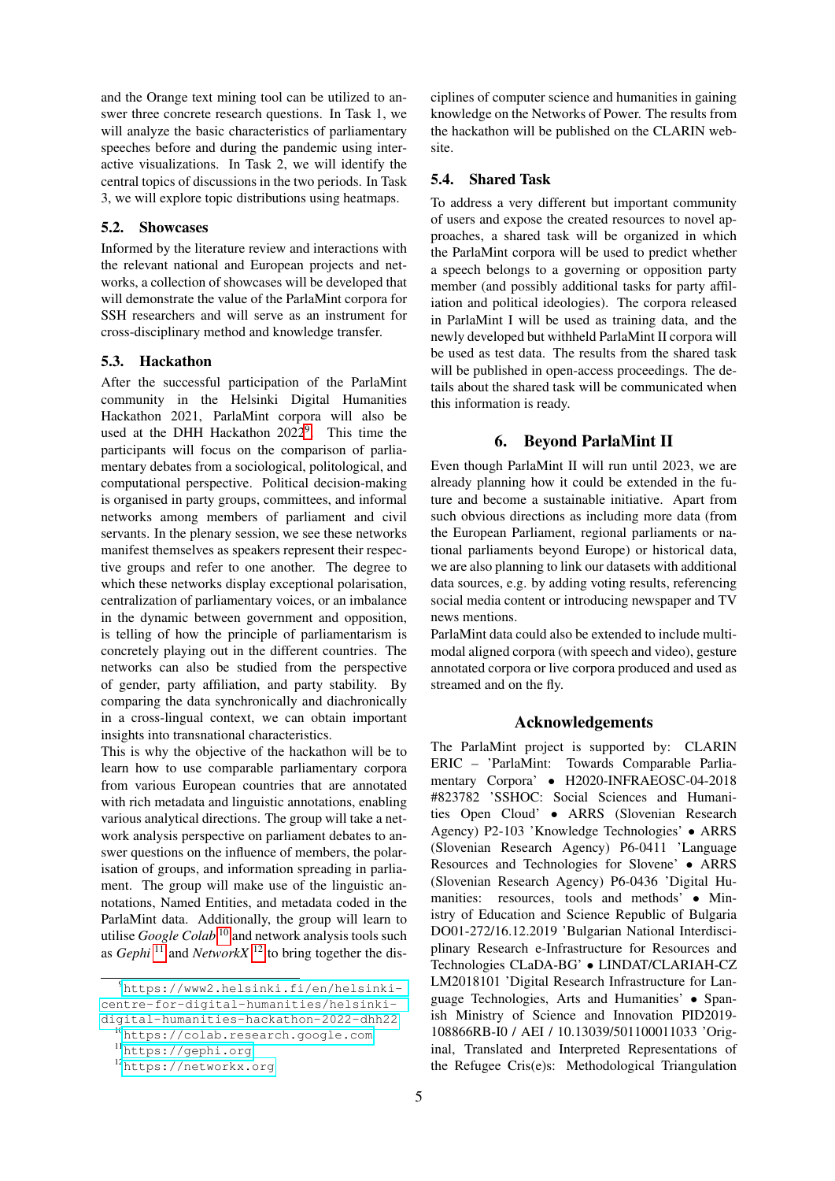and the Orange text mining tool can be utilized to answer three concrete research questions. In Task 1, we will analyze the basic characteristics of parliamentary speeches before and during the pandemic using interactive visualizations. In Task 2, we will identify the central topics of discussions in the two periods. In Task 3, we will explore topic distributions using heatmaps.

### 5.2. Showcases

Informed by the literature review and interactions with the relevant national and European projects and networks, a collection of showcases will be developed that will demonstrate the value of the ParlaMint corpora for SSH researchers and will serve as an instrument for cross-disciplinary method and knowledge transfer.

### 5.3. Hackathon

After the successful participation of the ParlaMint community in the Helsinki Digital Humanities Hackathon 2021, ParlaMint corpora will also be used at the DHH Hackathon 2022[9]. This time the participants will focus on the comparison of parliamentary debates from a sociological, politological, and computational perspective. Political decision-making is organised in party groups, committees, and informal networks among members of parliament and civil servants. In the plenary session, we see these networks manifest themselves as speakers represent their respective groups and refer to one another. The degree to which these networks display exceptional polarisation, centralization of parliamentary voices, or an imbalance in the dynamic between government and opposition, is telling of how the principle of parliamentarism is concretely playing out in the different countries. The networks can also be studied from the perspective of gender, party affiliation, and party stability. By comparing the data synchronically and diachronically in a cross-lingual context, we can obtain important insights into transnational characteristics.

This is why the objective of the hackathon will be to learn how to use comparable parliamentary corpora from various European countries that are annotated with rich metadata and linguistic annotations, enabling various analytical directions. The group will take a network analysis perspective on parliament debates to answer questions on the influence of members, the polarisation of groups, and information spreading in parliament. The group will make use of the linguistic annotations, Named Entities, and metadata coded in the ParlaMint data. Additionally, the group will learn to utilise *Google Colab*[10] and network analysis tools such as *Gephi*[11] and *NetworkX*[12] to bring together the disciplines of computer science and humanities in gaining knowledge on the Networks of Power. The results from the hackathon will be published on the CLARIN website.

### 5.4. Shared Task

To address a very different but important community of users and expose the created resources to novel approaches, a shared task will be organized in which the ParlaMint corpora will be used to predict whether a speech belongs to a governing or opposition party member (and possibly additional tasks for party affiliation and political ideologies). The corpora released in ParlaMint I will be used as training data, and the newly developed but withheld ParlaMint II corpora will be used as test data. The results from the shared task will be published in open-access proceedings. The details about the shared task will be communicated when this information is ready.

## 6. Beyond ParlaMint II

Even though ParlaMint II will run until 2023, we are already planning how it could be extended in the future and become a sustainable initiative. Apart from such obvious directions as including more data (from the European Parliament, regional parliaments or national parliaments beyond Europe) or historical data, we are also planning to link our datasets with additional data sources, e.g. by adding voting results, referencing social media content or introducing newspaper and TV news mentions.

ParlaMint data could also be extended to include multimodal aligned corpora (with speech and video), gesture annotated corpora or live corpora produced and used as streamed and on the fly.

## Acknowledgements

The ParlaMint project is supported by: CLARIN ERIC – 'ParlaMint: Towards Comparable Parliamentary Corpora' • H2020-INFRAEOSC-04-2018 #823782 'SSHOC: Social Sciences and Humanities Open Cloud' • ARRS (Slovenian Research Agency) P2-103 'Knowledge Technologies' • ARRS (Slovenian Research Agency) P6-0411 'Language Resources and Technologies for Slovene' • ARRS (Slovenian Research Agency) P6-0436 'Digital Humanities: resources, tools and methods' • Ministry of Education and Science Republic of Bulgaria DO01-272/16.12.2019 'Bulgarian National Interdisciplinary Research e-Infrastructure for Resources and Technologies CLaDA-BG' • LINDAT/CLARIAH-CZ LM2018101 'Digital Research Infrastructure for Language Technologies, Arts and Humanities' • Spanish Ministry of Science and Innovation PID2019-108866RB-I0 / AEI / 10.13039/501100011033 'Original, Translated and Interpreted Representations of the Refugee Cris(e)s: Methodological Triangulation

[9] https://www2.helsinki.fi/en/helsinki-centre-for-digital-humanities/helsinki-digital-humanities-hackathon-2022-dhh22

[10] https://colab.research.google.com

[11] https://gephi.org

[12] https://networkx.org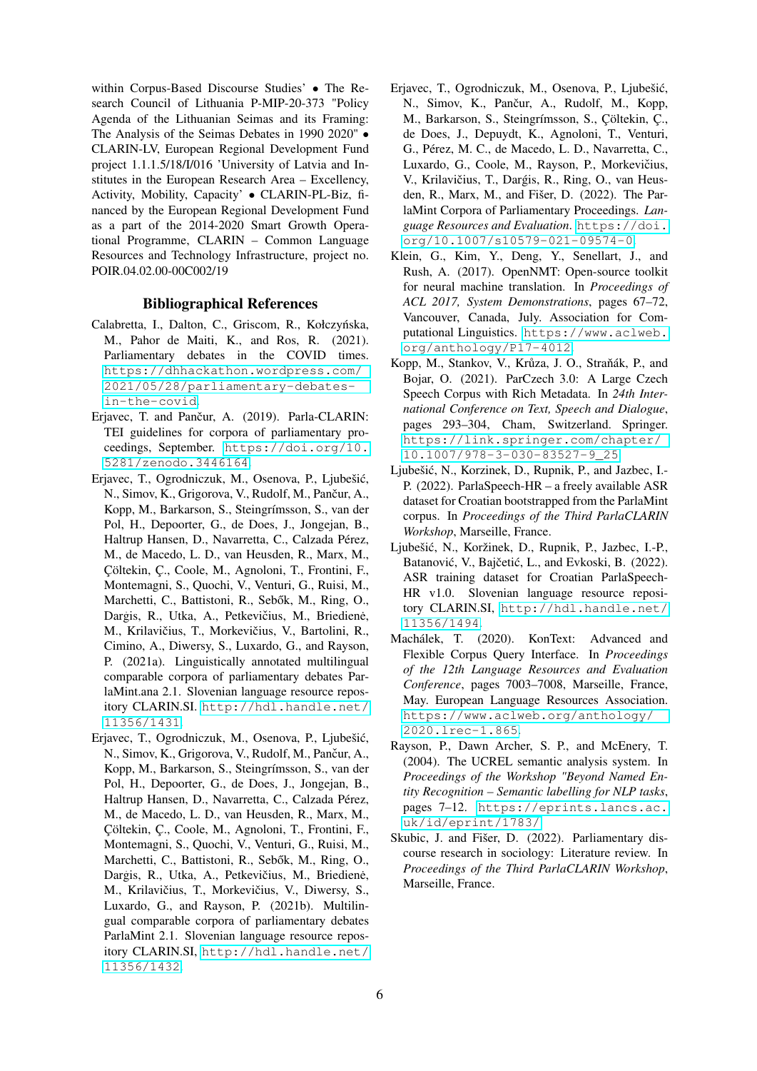within Corpus-Based Discourse Studies' • The Research Council of Lithuania P-MIP-20-373 "Policy Agenda of the Lithuanian Seimas and its Framing: The Analysis of the Seimas Debates in 1990 2020" • CLARIN-LV, European Regional Development Fund project 1.1.1.5/18/I/016 'University of Latvia and Institutes in the European Research Area – Excellency, Activity, Mobility, Capacity' • CLARIN-PL-Biz, financed by the European Regional Development Fund as a part of the 2014-2020 Smart Growth Operational Programme, CLARIN – Common Language Resources and Technology Infrastructure, project no. POIR.04.02.00-00C002/19

## Bibliographical References

Calabretta, I., Dalton, C., Griscom, R., Kołczyńska, M., Pahor de Maiti, K., and Ros, R. (2021). Parliamentary debates in the COVID times. https://dhhackathon.wordpress.com/2021/05/28/parliamentary-debates-in-the-covid.

Erjavec, T. and Pančur, A. (2019). Parla-CLARIN: TEI guidelines for corpora of parliamentary proceedings, September. https://doi.org/10.5281/zenodo.3446164.

Erjavec, T., Ogrodniczuk, M., Osenova, P., Ljubešić, N., Simov, K., Grigorova, V., Rudolf, M., Pančur, A., Kopp, M., Barkarson, S., Steingrímsson, S., van der Pol, H., Depoorter, G., de Does, J., Jongejan, B., Haltrup Hansen, D., Navarretta, C., Calzada Pérez, M., de Macedo, L. D., van Heusden, R., Marx, M., Çöltekin, Ç., Coole, M., Agnoloni, T., Frontini, F., Montemagni, S., Quochi, V., Venturi, G., Ruisi, M., Marchetti, C., Battistoni, R., Sebők, M., Ring, O., Darģis, R., Utka, A., Petkevičius, M., Briedienė, M., Krilavičius, T., Morkevičius, V., Bartolini, R., Cimino, A., Diwersy, S., Luxardo, G., and Rayson, P. (2021a). Linguistically annotated multilingual comparable corpora of parliamentary debates ParlaMint.ana 2.1. Slovenian language resource repository CLARIN.SI. http://hdl.handle.net/11356/1431.

Erjavec, T., Ogrodniczuk, M., Osenova, P., Ljubešić, N., Simov, K., Grigorova, V., Rudolf, M., Pančur, A., Kopp, M., Barkarson, S., Steingrímsson, S., van der Pol, H., Depoorter, G., de Does, J., Jongejan, B., Haltrup Hansen, D., Navarretta, C., Calzada Pérez, M., de Macedo, L. D., van Heusden, R., Marx, M., Çöltekin, Ç., Coole, M., Agnoloni, T., Frontini, F., Montemagni, S., Quochi, V., Venturi, G., Ruisi, M., Marchetti, C., Battistoni, R., Sebők, M., Ring, O., Darģis, R., Utka, A., Petkevičius, M., Briedienė, M., Krilavičius, T., Morkevičius, V., Diwersy, S., Luxardo, G., and Rayson, P. (2021b). Multilingual comparable corpora of parliamentary debates ParlaMint 2.1. Slovenian language resource repository CLARIN.SI. http://hdl.handle.net/11356/1432.

Erjavec, T., Ogrodniczuk, M., Osenova, P., Ljubešić, N., Simov, K., Pančur, A., Rudolf, M., Kopp, M., Barkarson, S., Steingrímsson, S., Çöltekin, Ç., de Does, J., Depuydt, K., Agnoloni, T., Venturi, G., Pérez, M. C., de Macedo, L. D., Navarretta, C., Luxardo, G., Coole, M., Rayson, P., Morkevičius, V., Krilavičius, T., Darģis, R., Ring, O., van Heusden, R., Marx, M., and Fišer, D. (2022). The ParlaMint Corpora of Parliamentary Proceedings. *Language Resources and Evaluation*. https://doi.org/10.1007/s10579-021-09574-0.

Klein, G., Kim, Y., Deng, Y., Senellart, J., and Rush, A. (2017). OpenNMT: Open-source toolkit for neural machine translation. In *Proceedings of ACL 2017, System Demonstrations*, pages 67–72, Vancouver, Canada, July. Association for Computational Linguistics. https://www.aclweb.org/anthology/P17-4012.

Kopp, M., Stankov, V., Krůza, J. O., Straňák, P., and Bojar, O. (2021). ParCzech 3.0: A Large Czech Speech Corpus with Rich Metadata. In *24th International Conference on Text, Speech and Dialogue*, pages 293–304, Cham, Switzerland. Springer. https://link.springer.com/chapter/10.1007/978-3-030-83527-9_25.

Ljubešić, N., Korzinek, D., Rupnik, P., and Jazbec, I.-P. (2022). ParlaSpeech-HR – a freely available ASR dataset for Croatian bootstrapped from the ParlaMint corpus. In *Proceedings of the Third ParlaCLARIN Workshop*, Marseille, France.

Ljubešić, N., Koržinek, D., Rupnik, P., Jazbec, I.-P., Batanović, V., Bajčetić, L., and Evkoski, B. (2022). ASR training dataset for Croatian ParlaSpeech-HR v1.0. Slovenian language resource repository CLARIN.SI, http://hdl.handle.net/11356/1494.

Machálek, T. (2020). KonText: Advanced and Flexible Corpus Query Interface. In *Proceedings of the 12th Language Resources and Evaluation Conference*, pages 7003–7008, Marseille, France, May. European Language Resources Association. https://www.aclweb.org/anthology/2020.lrec-1.865.

Rayson, P., Dawn Archer, S. P., and McEnery, T. (2004). The UCREL semantic analysis system. In *Proceedings of the Workshop "Beyond Named Entity Recognition – Semantic labelling for NLP tasks*, pages 7–12. https://eprints.lancs.ac.uk/id/eprint/1783/.

Skubic, J. and Fišer, D. (2022). Parliamentary discourse research in sociology: Literature review. In *Proceedings of the Third ParlaCLARIN Workshop*, Marseille, France.